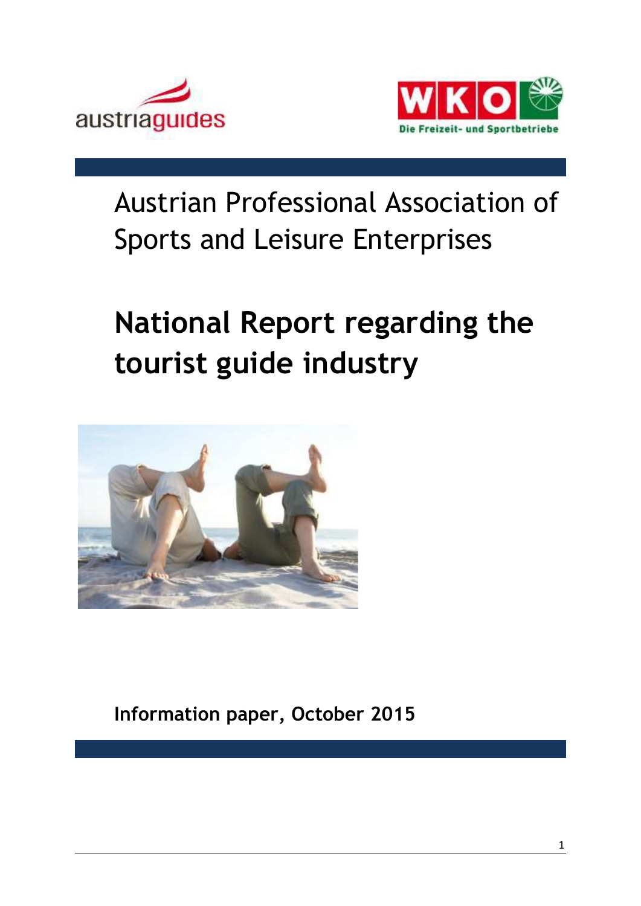austriaguides

WKO Die Freizeit- und Sportbetriebe

Austrian Professional Association of Sports and Leisure Enterprises

# National Report regarding the tourist guide industry

**Information paper, October 2015**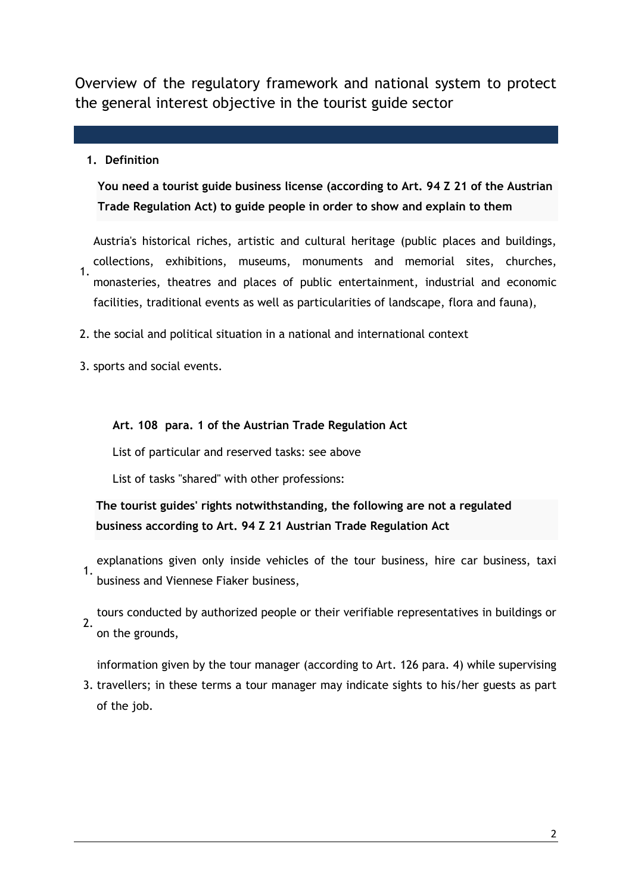Overview of the regulatory framework and national system to protect the general interest objective in the tourist guide sector

1. **Definition**

**You need a tourist guide business license (according to Art. 94 Z 21 of the Austrian Trade Regulation Act) to guide people in order to show and explain to them**

1. Austria's historical riches, artistic and cultural heritage (public places and buildings, collections, exhibitions, museums, monuments and memorial sites, churches, monasteries, theatres and places of public entertainment, industrial and economic facilities, traditional events as well as particularities of landscape, flora and fauna),
2. the social and political situation in a national and international context
3. sports and social events.

**Art. 108 para. 1 of the Austrian Trade Regulation Act**

List of particular and reserved tasks: see above

List of tasks "shared" with other professions:

**The tourist guides' rights notwithstanding, the following are not a regulated business according to Art. 94 Z 21 Austrian Trade Regulation Act**

1. explanations given only inside vehicles of the tour business, hire car business, taxi business and Viennese Fiaker business,
2. tours conducted by authorized people or their verifiable representatives in buildings or on the grounds,
3. information given by the tour manager (according to Art. 126 para. 4) while supervising travellers; in these terms a tour manager may indicate sights to his/her guests as part of the job.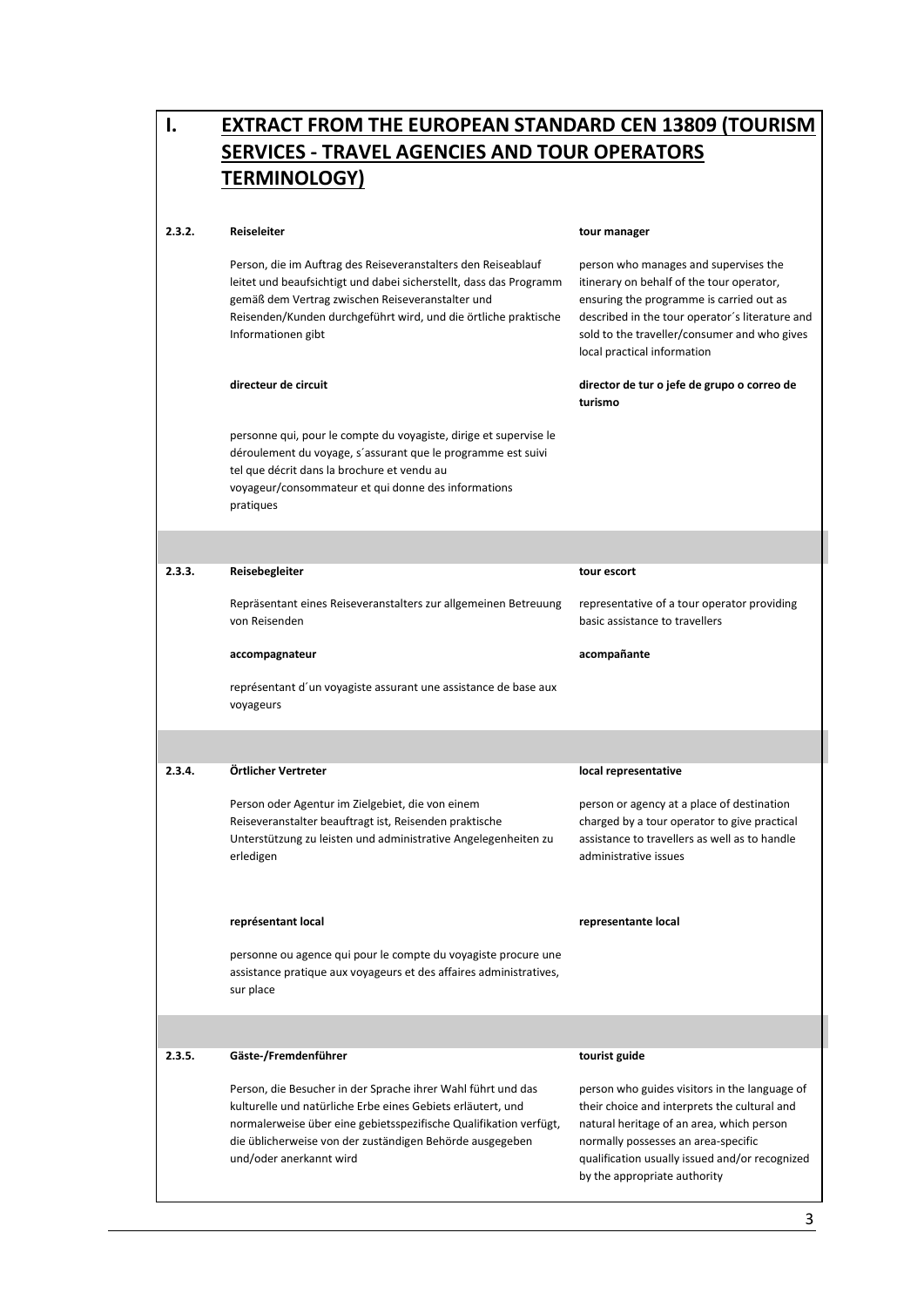# I. EXTRACT FROM THE EUROPEAN STANDARD CEN 13809 (TOURISM SERVICES - TRAVEL AGENCIES AND TOUR OPERATORS TERMINOLOGY)

**2.3.2.**

**Reiseleiter**

Person, die im Auftrag des Reiseveranstalters den Reiseablauf leitet und beaufsichtigt und dabei sicherstellt, dass das Programm gemäß dem Vertrag zwischen Reiseveranstalter und Reisenden/Kunden durchgeführt wird, und die örtliche praktische Informationen gibt

**tour manager**

person who manages and supervises the itinerary on behalf of the tour operator, ensuring the programme is carried out as described in the tour operator´s literature and sold to the traveller/consumer and who gives local practical information

**directeur de circuit**

personne qui, pour le compte du voyagiste, dirige et supervise le déroulement du voyage, s´assurant que le programme est suivi tel que décrit dans la brochure et vendu au voyageur/consommateur et qui donne des informations pratiques

**director de tur o jefe de grupo o correo de turismo**

---

**2.3.3.**

**Reisebegleiter**

Repräsentant eines Reiseveranstalters zur allgemeinen Betreuung von Reisenden

**tour escort**

representative of a tour operator providing basic assistance to travellers

**accompagnateur**

représentant d´un voyagiste assurant une assistance de base aux voyageurs

**acompañante**

---

**2.3.4.**

**Örtlicher Vertreter**

Person oder Agentur im Zielgebiet, die von einem Reiseveranstalter beauftragt ist, Reisenden praktische Unterstützung zu leisten und administrative Angelegenheiten zu erledigen

**local representative**

person or agency at a place of destination charged by a tour operator to give practical assistance to travellers as well as to handle administrative issues

**représentant local**

personne ou agence qui pour le compte du voyagiste procure une assistance pratique aux voyageurs et des affaires administratives, sur place

**representante local**

---

**2.3.5.**

**Gäste-/Fremdenführer**

Person, die Besucher in der Sprache ihrer Wahl führt und das kulturelle und natürliche Erbe eines Gebiets erläutert, und normalerweise über eine gebietsspezifische Qualifikation verfügt, die üblicherweise von der zuständigen Behörde ausgegeben und/oder anerkannt wird

**tourist guide**

person who guides visitors in the language of their choice and interprets the cultural and natural heritage of an area, which person normally possesses an area-specific qualification usually issued and/or recognized by the appropriate authority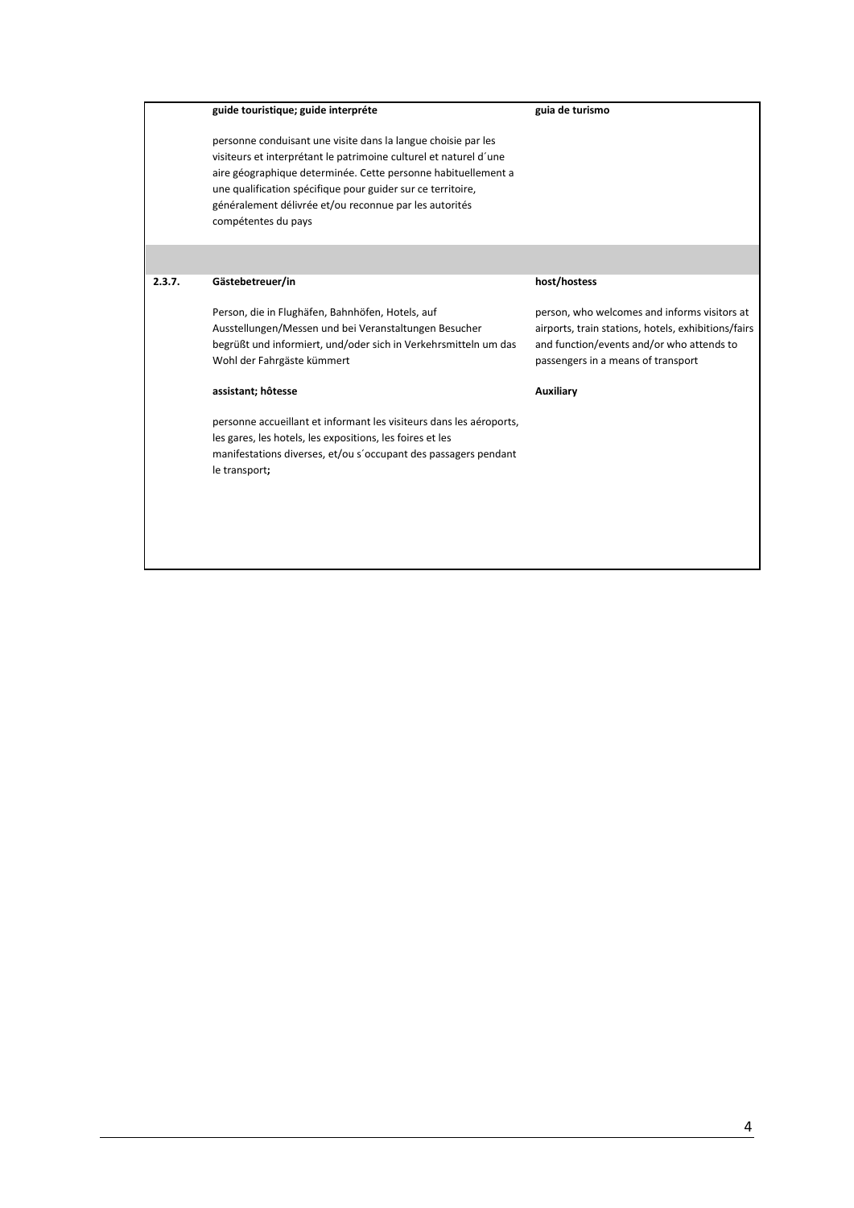| | | |
|---|---|---|
| | **guide touristique; guide interpréte**<br><br>personne conduisant une visite dans la langue choisie par les visiteurs et interprétant le patrimoine culturel et naturel d´une aire géographique determinée. Cette personne habituellement a une qualification spécifique pour guider sur ce territoire, généralement délivrée et/ou reconnue par les autorités compétentes du pays | **guia de turismo** |
| | | |
| **2.3.7.** | **Gästebetreuer/in**<br><br>Person, die in Flughäfen, Bahnhöfen, Hotels, auf Ausstellungen/Messen und bei Veranstaltungen Besucher begrüßt und informiert, und/oder sich in Verkehrsmitteln um das Wohl der Fahrgäste kümmert | **host/hostess**<br><br>person, who welcomes and informs visitors at airports, train stations, hotels, exhibitions/fairs and function/events and/or who attends to passengers in a means of transport |
| | **assistant; hôtesse**<br><br>personne accueillant et informant les visiteurs dans les aéroports, les gares, les hotels, les expositions, les foires et les manifestations diverses, et/ou s´occupant des passagers pendant le transport**;** | **Auxiliary** |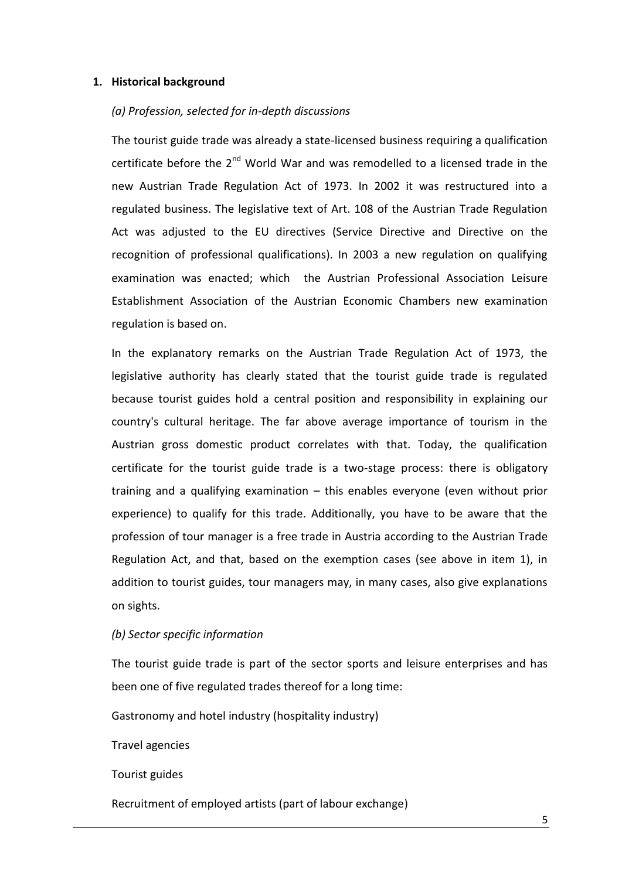## 1. Historical background

### *(a) Profession, selected for in-depth discussions*

The tourist guide trade was already a state-licensed business requiring a qualification certificate before the 2nd World War and was remodelled to a licensed trade in the new Austrian Trade Regulation Act of 1973. In 2002 it was restructured into a regulated business. The legislative text of Art. 108 of the Austrian Trade Regulation Act was adjusted to the EU directives (Service Directive and Directive on the recognition of professional qualifications). In 2003 a new regulation on qualifying examination was enacted; which the Austrian Professional Association Leisure Establishment Association of the Austrian Economic Chambers new examination regulation is based on.

In the explanatory remarks on the Austrian Trade Regulation Act of 1973, the legislative authority has clearly stated that the tourist guide trade is regulated because tourist guides hold a central position and responsibility in explaining our country's cultural heritage. The far above average importance of tourism in the Austrian gross domestic product correlates with that. Today, the qualification certificate for the tourist guide trade is a two-stage process: there is obligatory training and a qualifying examination – this enables everyone (even without prior experience) to qualify for this trade. Additionally, you have to be aware that the profession of tour manager is a free trade in Austria according to the Austrian Trade Regulation Act, and that, based on the exemption cases (see above in item 1), in addition to tourist guides, tour managers may, in many cases, also give explanations on sights.

### *(b) Sector specific information*

The tourist guide trade is part of the sector sports and leisure enterprises and has been one of five regulated trades thereof for a long time:

Gastronomy and hotel industry (hospitality industry)

Travel agencies

Tourist guides

Recruitment of employed artists (part of labour exchange)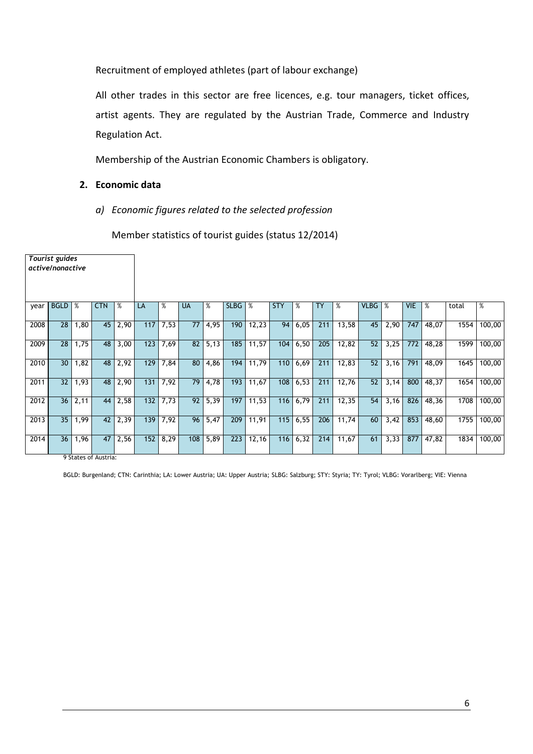Recruitment of employed athletes (part of labour exchange)

All other trades in this sector are free licences, e.g. tour managers, ticket offices, artist agents. They are regulated by the Austrian Trade, Commerce and Industry Regulation Act.

Membership of the Austrian Economic Chambers is obligatory.

## 2. Economic data

### *a) Economic figures related to the selected profession*

Member statistics of tourist guides (status 12/2014)

| ***Tourist guides active/nonactive*** | | | | | | | | | | | | | | | | | | | | | |
|---|---|---|---|---|---|---|---|---|---|---|---|---|---|---|---|---|---|---|---|---|---|
| year | BGLD | % | CTN | % | LA | % | UA | % | SLBG | % | STY | % | TY | % | VLBG | % | VIE | % | total | % |
| 2008 | 28 | 1,80 | 45 | 2,90 | 117 | 7,53 | 77 | 4,95 | 190 | 12,23 | 94 | 6,05 | 211 | 13,58 | 45 | 2,90 | 747 | 48,07 | 1554 | 100,00 |
| 2009 | 28 | 1,75 | 48 | 3,00 | 123 | 7,69 | 82 | 5,13 | 185 | 11,57 | 104 | 6,50 | 205 | 12,82 | 52 | 3,25 | 772 | 48,28 | 1599 | 100,00 |
| 2010 | 30 | 1,82 | 48 | 2,92 | 129 | 7,84 | 80 | 4,86 | 194 | 11,79 | 110 | 6,69 | 211 | 12,83 | 52 | 3,16 | 791 | 48,09 | 1645 | 100,00 |
| 2011 | 32 | 1,93 | 48 | 2,90 | 131 | 7,92 | 79 | 4,78 | 193 | 11,67 | 108 | 6,53 | 211 | 12,76 | 52 | 3,14 | 800 | 48,37 | 1654 | 100,00 |
| 2012 | 36 | 2,11 | 44 | 2,58 | 132 | 7,73 | 92 | 5,39 | 197 | 11,53 | 116 | 6,79 | 211 | 12,35 | 54 | 3,16 | 826 | 48,36 | 1708 | 100,00 |
| 2013 | 35 | 1,99 | 42 | 2,39 | 139 | 7,92 | 96 | 5,47 | 209 | 11,91 | 115 | 6,55 | 206 | 11,74 | 60 | 3,42 | 853 | 48,60 | 1755 | 100,00 |
| 2014 | 36 | 1,96 | 47 | 2,56 | 152 | 8,29 | 108 | 5,89 | 223 | 12,16 | 116 | 6,32 | 214 | 11,67 | 61 | 3,33 | 877 | 47,82 | 1834 | 100,00 |

9 States of Austria:

BGLD: Burgenland; CTN: Carinthia; LA: Lower Austria; UA: Upper Austria; SLBG: Salzburg; STY: Styria; TY: Tyrol; VLBG: Vorarlberg; VIE: Vienna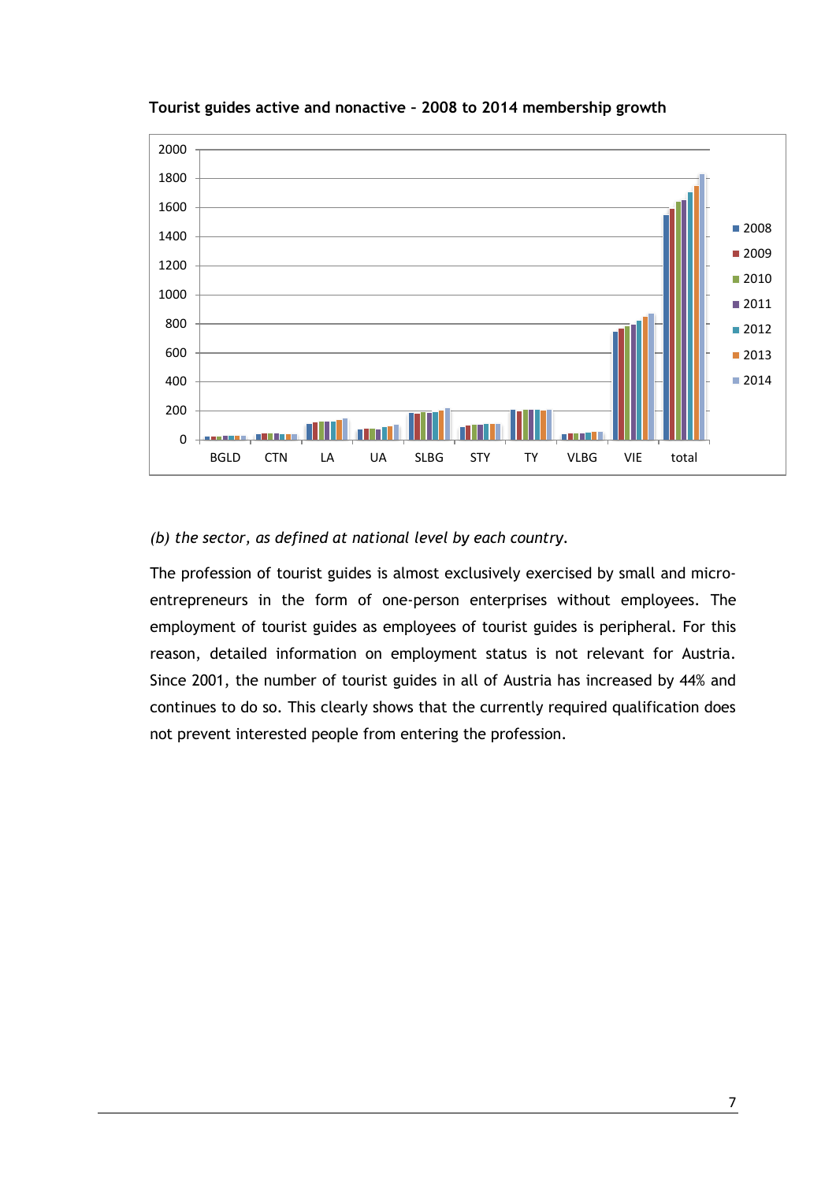**Tourist guides active and nonactive – 2008 to 2014 membership growth**

*(b) the sector, as defined at national level by each country.*

The profession of tourist guides is almost exclusively exercised by small and micro-entrepreneurs in the form of one-person enterprises without employees. The employment of tourist guides as employees of tourist guides is peripheral. For this reason, detailed information on employment status is not relevant for Austria. Since 2001, the number of tourist guides in all of Austria has increased by 44% and continues to do so. This clearly shows that the currently required qualification does not prevent interested people from entering the profession.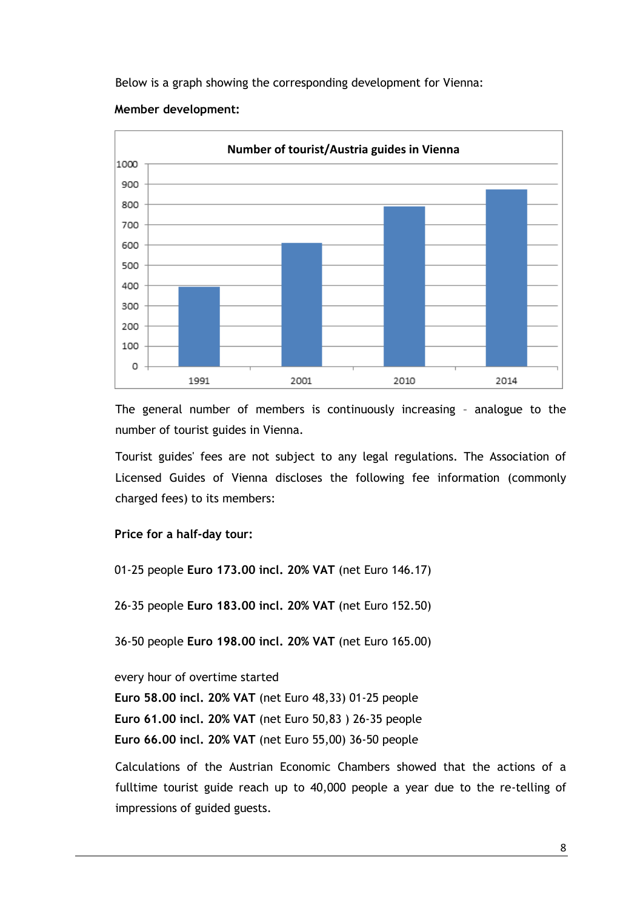Below is a graph showing the corresponding development for Vienna:

**Member development:**

**Number of tourist/Austria guides in Vienna**

| Year | Number |
|---|---|
| 1991 | ~390 |
| 2001 | ~610 |
| 2010 | ~790 |
| 2014 | ~875 |

The general number of members is continuously increasing – analogue to the number of tourist guides in Vienna.

Tourist guides' fees are not subject to any legal regulations. The Association of Licensed Guides of Vienna discloses the following fee information (commonly charged fees) to its members:

**Price for a half-day tour:**

01-25 people **Euro 173.00 incl. 20% VAT** (net Euro 146.17)

26-35 people **Euro 183.00 incl. 20% VAT** (net Euro 152.50)

36-50 people **Euro 198.00 incl. 20% VAT** (net Euro 165.00)

every hour of overtime started
**Euro 58.00 incl. 20% VAT** (net Euro 48,33) 01-25 people
**Euro 61.00 incl. 20% VAT** (net Euro 50,83 ) 26-35 people
**Euro 66.00 incl. 20% VAT** (net Euro 55,00) 36-50 people

Calculations of the Austrian Economic Chambers showed that the actions of a fulltime tourist guide reach up to 40,000 people a year due to the re-telling of impressions of guided guests.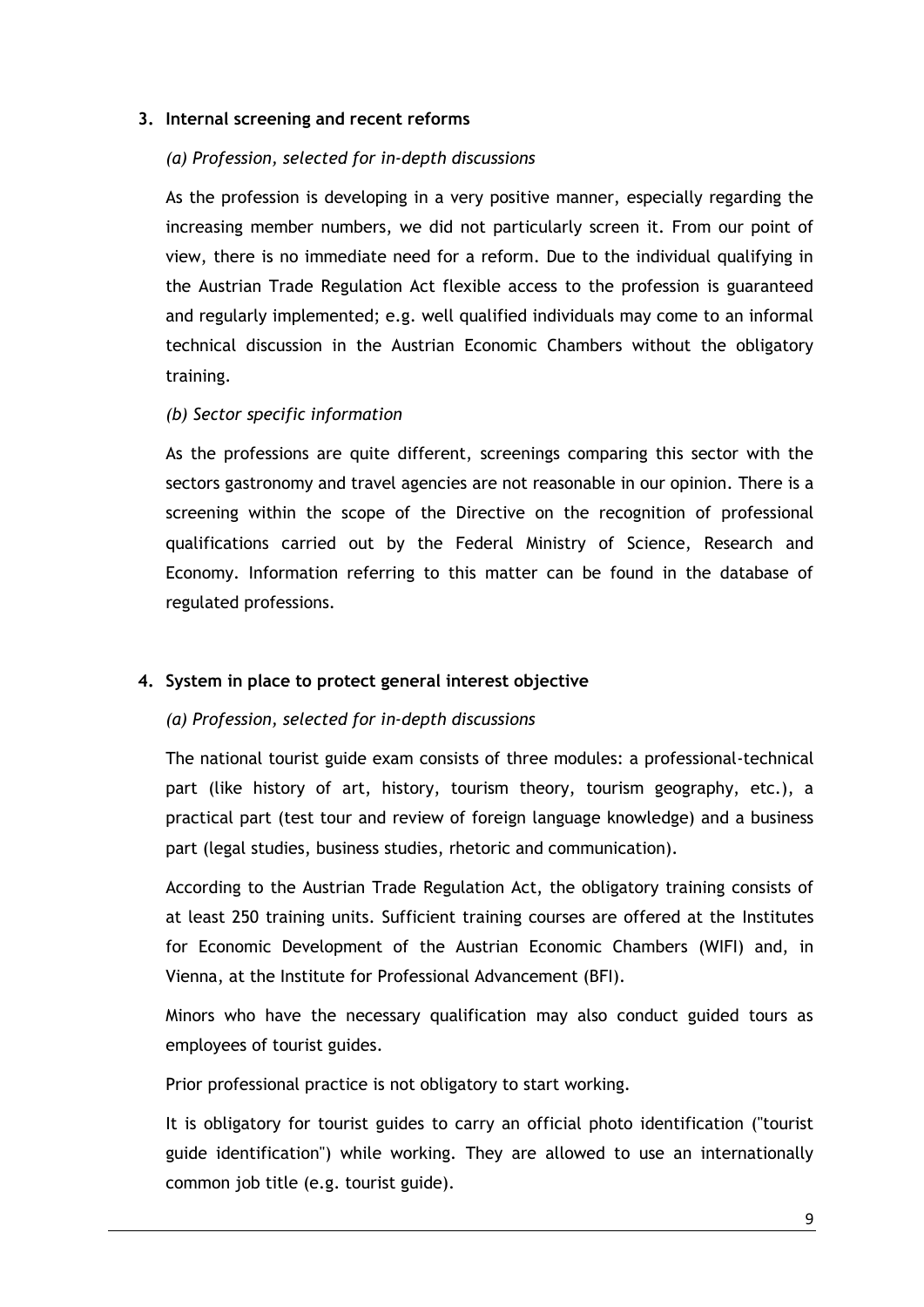### 3. Internal screening and recent reforms

*(a) Profession, selected for in-depth discussions*

As the profession is developing in a very positive manner, especially regarding the increasing member numbers, we did not particularly screen it. From our point of view, there is no immediate need for a reform. Due to the individual qualifying in the Austrian Trade Regulation Act flexible access to the profession is guaranteed and regularly implemented; e.g. well qualified individuals may come to an informal technical discussion in the Austrian Economic Chambers without the obligatory training.

*(b) Sector specific information*

As the professions are quite different, screenings comparing this sector with the sectors gastronomy and travel agencies are not reasonable in our opinion. There is a screening within the scope of the Directive on the recognition of professional qualifications carried out by the Federal Ministry of Science, Research and Economy. Information referring to this matter can be found in the database of regulated professions.

### 4. System in place to protect general interest objective

*(a) Profession, selected for in-depth discussions*

The national tourist guide exam consists of three modules: a professional-technical part (like history of art, history, tourism theory, tourism geography, etc.), a practical part (test tour and review of foreign language knowledge) and a business part (legal studies, business studies, rhetoric and communication).

According to the Austrian Trade Regulation Act, the obligatory training consists of at least 250 training units. Sufficient training courses are offered at the Institutes for Economic Development of the Austrian Economic Chambers (WIFI) and, in Vienna, at the Institute for Professional Advancement (BFI).

Minors who have the necessary qualification may also conduct guided tours as employees of tourist guides.

Prior professional practice is not obligatory to start working.

It is obligatory for tourist guides to carry an official photo identification ("tourist guide identification") while working. They are allowed to use an internationally common job title (e.g. tourist guide).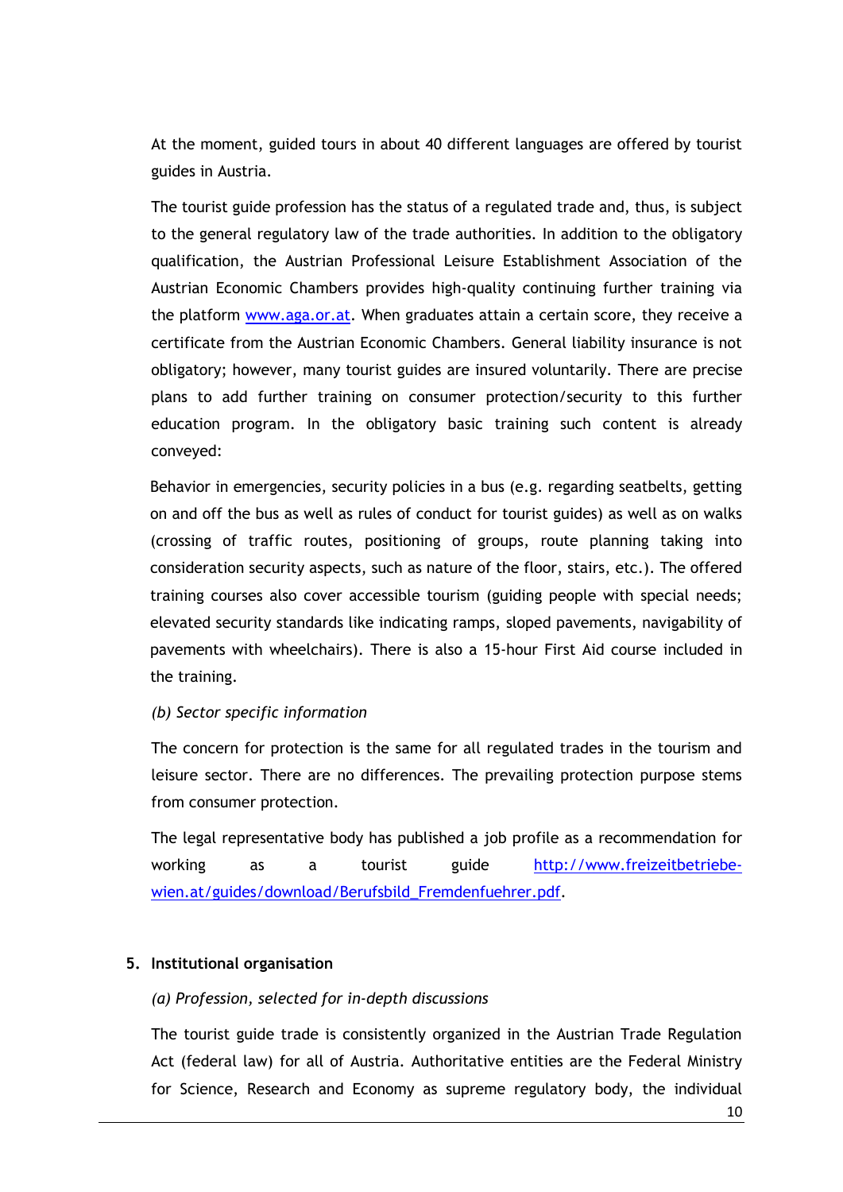At the moment, guided tours in about 40 different languages are offered by tourist guides in Austria.

The tourist guide profession has the status of a regulated trade and, thus, is subject to the general regulatory law of the trade authorities. In addition to the obligatory qualification, the Austrian Professional Leisure Establishment Association of the Austrian Economic Chambers provides high-quality continuing further training via the platform [www.aga.or.at](http://www.aga.or.at). When graduates attain a certain score, they receive a certificate from the Austrian Economic Chambers. General liability insurance is not obligatory; however, many tourist guides are insured voluntarily. There are precise plans to add further training on consumer protection/security to this further education program. In the obligatory basic training such content is already conveyed:

Behavior in emergencies, security policies in a bus (e.g. regarding seatbelts, getting on and off the bus as well as rules of conduct for tourist guides) as well as on walks (crossing of traffic routes, positioning of groups, route planning taking into consideration security aspects, such as nature of the floor, stairs, etc.). The offered training courses also cover accessible tourism (guiding people with special needs; elevated security standards like indicating ramps, sloped pavements, navigability of pavements with wheelchairs). There is also a 15-hour First Aid course included in the training.

*(b) Sector specific information*

The concern for protection is the same for all regulated trades in the tourism and leisure sector. There are no differences. The prevailing protection purpose stems from consumer protection.

The legal representative body has published a job profile as a recommendation for working as a tourist guide [http://www.freizeitbetriebe-wien.at/guides/download/Berufsbild_Fremdenfuehrer.pdf](http://www.freizeitbetriebe-wien.at/guides/download/Berufsbild_Fremdenfuehrer.pdf).

## 5. Institutional organisation

*(a) Profession, selected for in-depth discussions*

The tourist guide trade is consistently organized in the Austrian Trade Regulation Act (federal law) for all of Austria. Authoritative entities are the Federal Ministry for Science, Research and Economy as supreme regulatory body, the individual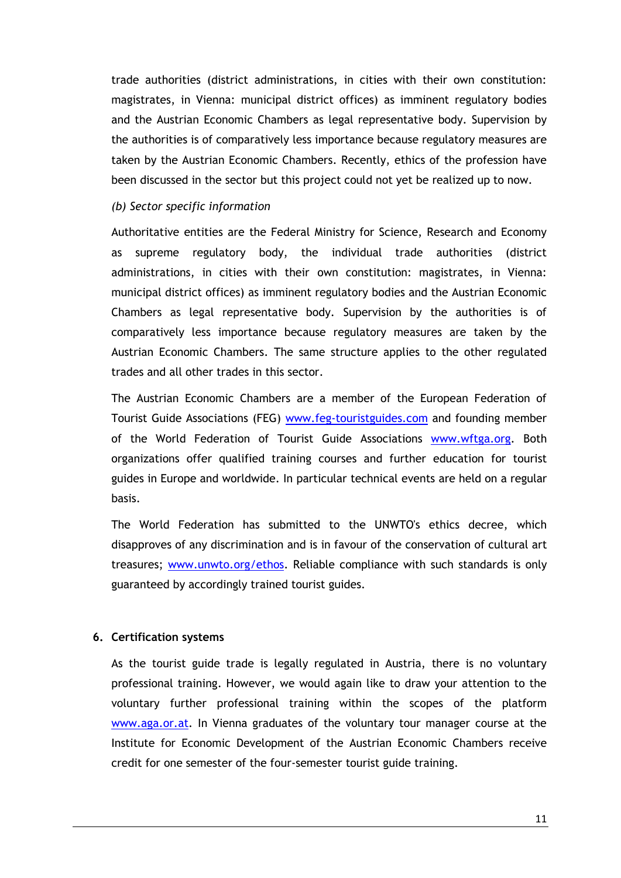trade authorities (district administrations, in cities with their own constitution: magistrates, in Vienna: municipal district offices) as imminent regulatory bodies and the Austrian Economic Chambers as legal representative body. Supervision by the authorities is of comparatively less importance because regulatory measures are taken by the Austrian Economic Chambers. Recently, ethics of the profession have been discussed in the sector but this project could not yet be realized up to now.

*(b) Sector specific information*

Authoritative entities are the Federal Ministry for Science, Research and Economy as supreme regulatory body, the individual trade authorities (district administrations, in cities with their own constitution: magistrates, in Vienna: municipal district offices) as imminent regulatory bodies and the Austrian Economic Chambers as legal representative body. Supervision by the authorities is of comparatively less importance because regulatory measures are taken by the Austrian Economic Chambers. The same structure applies to the other regulated trades and all other trades in this sector.

The Austrian Economic Chambers are a member of the European Federation of Tourist Guide Associations (FEG) www.feg-touristguides.com and founding member of the World Federation of Tourist Guide Associations www.wftga.org. Both organizations offer qualified training courses and further education for tourist guides in Europe and worldwide. In particular technical events are held on a regular basis.

The World Federation has submitted to the UNWTO's ethics decree, which disapproves of any discrimination and is in favour of the conservation of cultural art treasures; www.unwto.org/ethos. Reliable compliance with such standards is only guaranteed by accordingly trained tourist guides.

## 6. Certification systems

As the tourist guide trade is legally regulated in Austria, there is no voluntary professional training. However, we would again like to draw your attention to the voluntary further professional training within the scopes of the platform www.aga.or.at. In Vienna graduates of the voluntary tour manager course at the Institute for Economic Development of the Austrian Economic Chambers receive credit for one semester of the four-semester tourist guide training.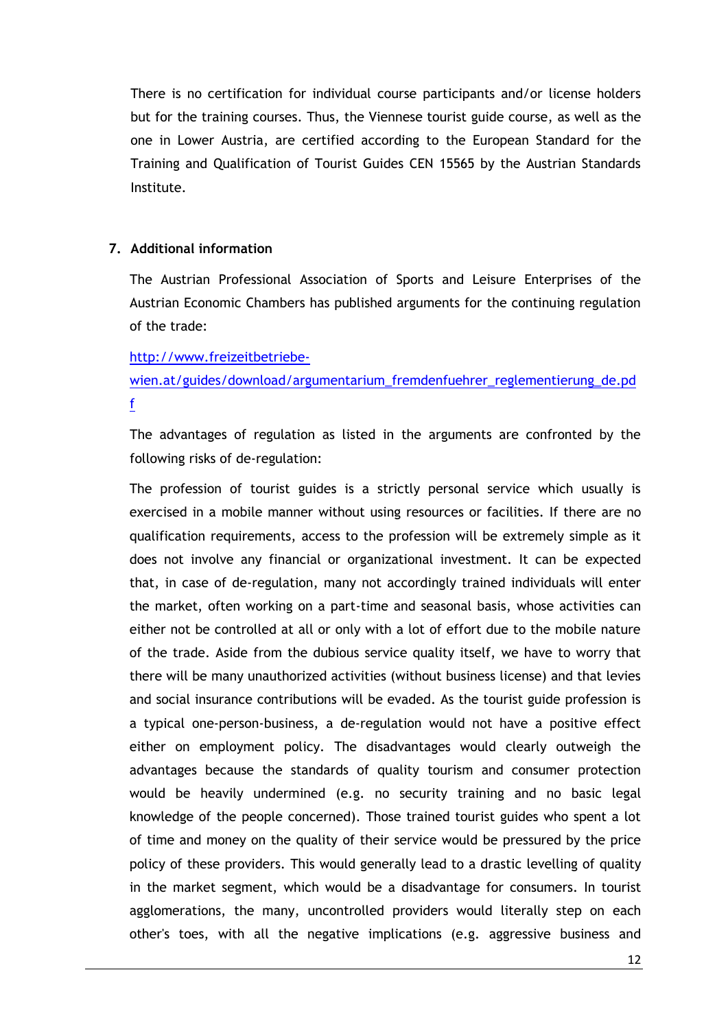There is no certification for individual course participants and/or license holders but for the training courses. Thus, the Viennese tourist guide course, as well as the one in Lower Austria, are certified according to the European Standard for the Training and Qualification of Tourist Guides CEN 15565 by the Austrian Standards Institute.

## 7. Additional information

The Austrian Professional Association of Sports and Leisure Enterprises of the Austrian Economic Chambers has published arguments for the continuing regulation of the trade:

http://www.freizeitbetriebe-wien.at/guides/download/argumentarium_fremdenfuehrer_reglementierung_de.pdf

The advantages of regulation as listed in the arguments are confronted by the following risks of de-regulation:

The profession of tourist guides is a strictly personal service which usually is exercised in a mobile manner without using resources or facilities. If there are no qualification requirements, access to the profession will be extremely simple as it does not involve any financial or organizational investment. It can be expected that, in case of de-regulation, many not accordingly trained individuals will enter the market, often working on a part-time and seasonal basis, whose activities can either not be controlled at all or only with a lot of effort due to the mobile nature of the trade. Aside from the dubious service quality itself, we have to worry that there will be many unauthorized activities (without business license) and that levies and social insurance contributions will be evaded. As the tourist guide profession is a typical one-person-business, a de-regulation would not have a positive effect either on employment policy. The disadvantages would clearly outweigh the advantages because the standards of quality tourism and consumer protection would be heavily undermined (e.g. no security training and no basic legal knowledge of the people concerned). Those trained tourist guides who spent a lot of time and money on the quality of their service would be pressured by the price policy of these providers. This would generally lead to a drastic levelling of quality in the market segment, which would be a disadvantage for consumers. In tourist agglomerations, the many, uncontrolled providers would literally step on each other's toes, with all the negative implications (e.g. aggressive business and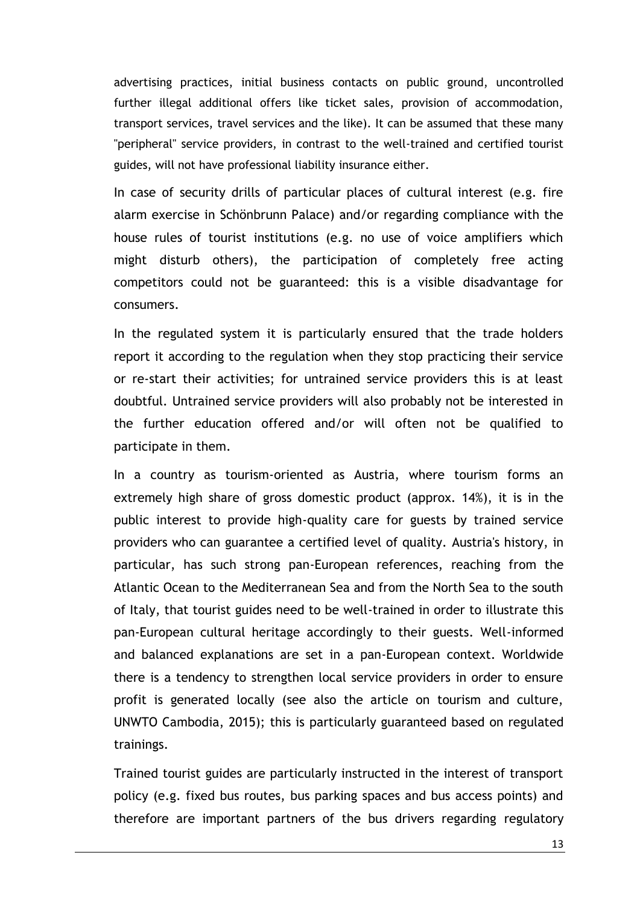advertising practices, initial business contacts on public ground, uncontrolled further illegal additional offers like ticket sales, provision of accommodation, transport services, travel services and the like). It can be assumed that these many "peripheral" service providers, in contrast to the well-trained and certified tourist guides, will not have professional liability insurance either.

In case of security drills of particular places of cultural interest (e.g. fire alarm exercise in Schönbrunn Palace) and/or regarding compliance with the house rules of tourist institutions (e.g. no use of voice amplifiers which might disturb others), the participation of completely free acting competitors could not be guaranteed: this is a visible disadvantage for consumers.

In the regulated system it is particularly ensured that the trade holders report it according to the regulation when they stop practicing their service or re-start their activities; for untrained service providers this is at least doubtful. Untrained service providers will also probably not be interested in the further education offered and/or will often not be qualified to participate in them.

In a country as tourism-oriented as Austria, where tourism forms an extremely high share of gross domestic product (approx. 14%), it is in the public interest to provide high-quality care for guests by trained service providers who can guarantee a certified level of quality. Austria's history, in particular, has such strong pan-European references, reaching from the Atlantic Ocean to the Mediterranean Sea and from the North Sea to the south of Italy, that tourist guides need to be well-trained in order to illustrate this pan-European cultural heritage accordingly to their guests. Well-informed and balanced explanations are set in a pan-European context. Worldwide there is a tendency to strengthen local service providers in order to ensure profit is generated locally (see also the article on tourism and culture, UNWTO Cambodia, 2015); this is particularly guaranteed based on regulated trainings.

Trained tourist guides are particularly instructed in the interest of transport policy (e.g. fixed bus routes, bus parking spaces and bus access points) and therefore are important partners of the bus drivers regarding regulatory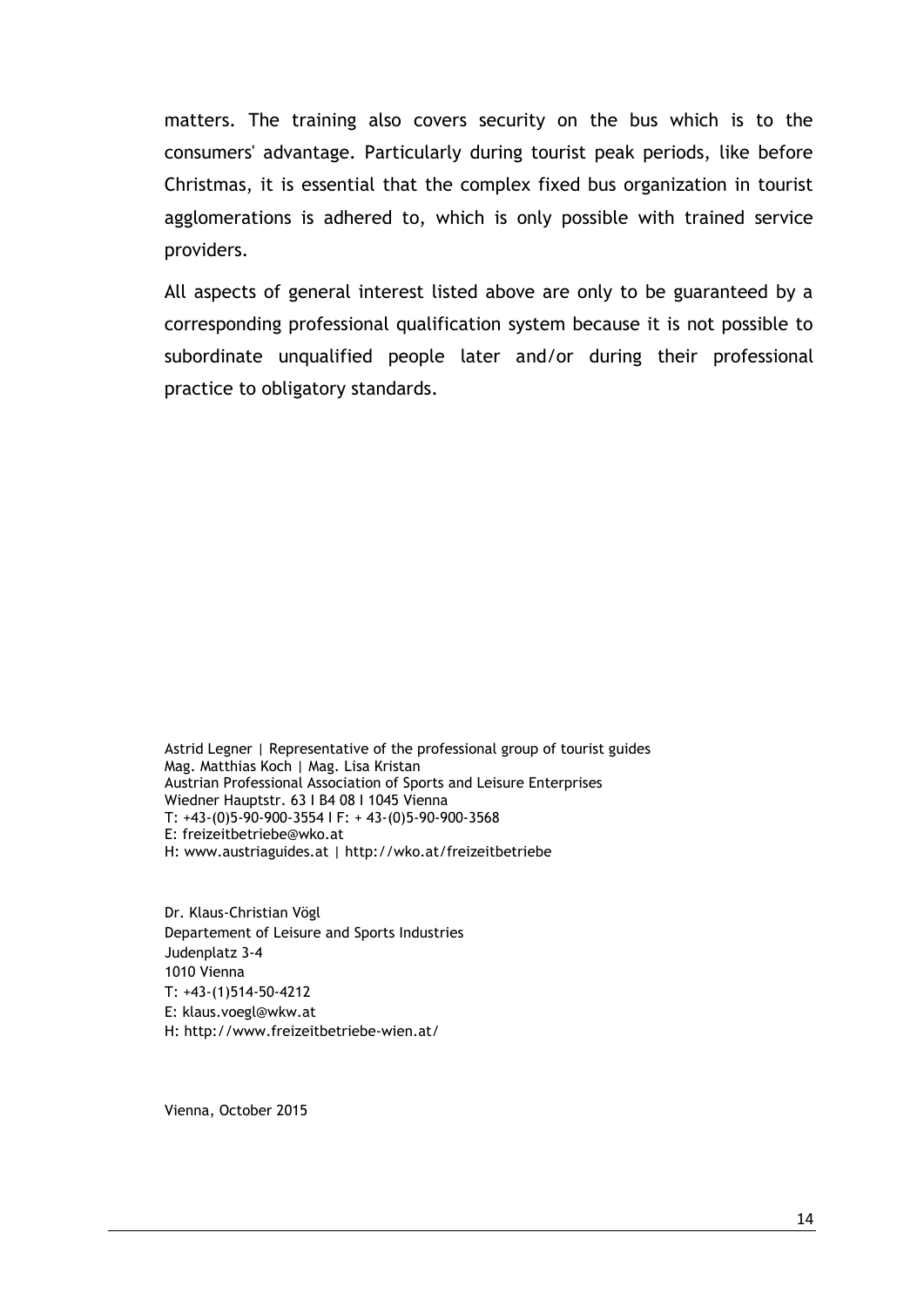matters. The training also covers security on the bus which is to the consumers' advantage. Particularly during tourist peak periods, like before Christmas, it is essential that the complex fixed bus organization in tourist agglomerations is adhered to, which is only possible with trained service providers.

All aspects of general interest listed above are only to be guaranteed by a corresponding professional qualification system because it is not possible to subordinate unqualified people later and/or during their professional practice to obligatory standards.

Astrid Legner | Representative of the professional group of tourist guides
Mag. Matthias Koch | Mag. Lisa Kristan
Austrian Professional Association of Sports and Leisure Enterprises
Wiedner Hauptstr. 63 I B4 08 I 1045 Vienna
T: +43-(0)5-90-900-3554 I F: + 43-(0)5-90-900-3568
E: freizeitbetriebe@wko.at
H: www.austriaguides.at | http://wko.at/freizeitbetriebe

Dr. Klaus-Christian Vögl
Departement of Leisure and Sports Industries
Judenplatz 3-4
1010 Vienna
T: +43-(1)514-50-4212
E: klaus.voegl@wkw.at
H: http://www.freizeitbetriebe-wien.at/

Vienna, October 2015